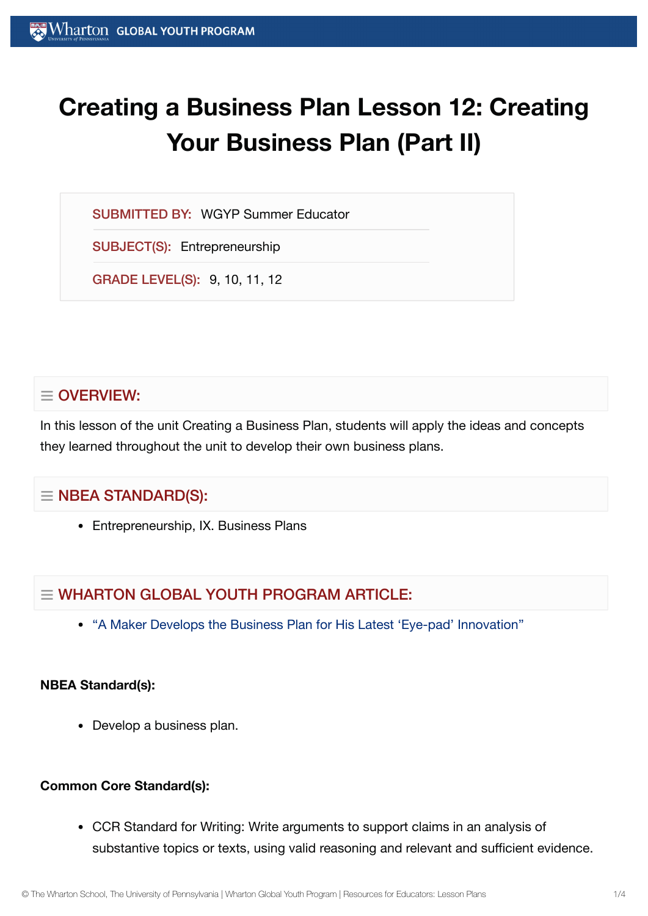# Creating a Business Plan Lesson 12: Creating Your Business Plan (Part II)

**SUBMITTED BY:** WGYP Summer Educator

**SUBJECT(S):** Entrepreneurship

**GRADE LEVEL(S):** 9, 10, 11, 12

## OVERVIEW:

In this lesson of the unit Creating a Business Plan, students will apply the ideas and concepts they learned throughout the unit to develop their own business plans.

## NBEA STANDARD(S):

- Entrepreneurship, IX. Business Plans

## WHARTON GLOBAL YOUTH PROGRAM ARTICLE:

- "A Maker Develops the Business Plan for His Latest 'Eye-pad' Innovation"

**NBEA Standard(s):**

- Develop a business plan.

**Common Core Standard(s):**

- CCR Standard for Writing: Write arguments to support claims in an analysis of substantive topics or texts, using valid reasoning and relevant and sufficient evidence.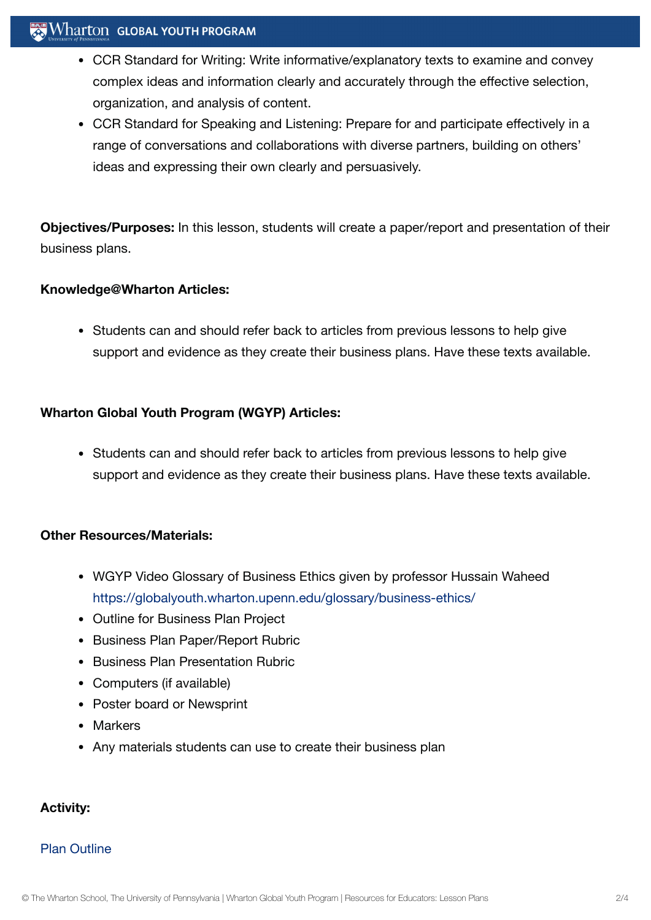- CCR Standard for Writing: Write informative/explanatory texts to examine and convey complex ideas and information clearly and accurately through the effective selection, organization, and analysis of content.
- CCR Standard for Speaking and Listening: Prepare for and participate effectively in a range of conversations and collaborations with diverse partners, building on others' ideas and expressing their own clearly and persuasively.

**Objectives/Purposes:** In this lesson, students will create a paper/report and presentation of their business plans.

**Knowledge@Wharton Articles:**

- Students can and should refer back to articles from previous lessons to help give support and evidence as they create their business plans. Have these texts available.

**Wharton Global Youth Program (WGYP) Articles:**

- Students can and should refer back to articles from previous lessons to help give support and evidence as they create their business plans. Have these texts available.

**Other Resources/Materials:**

- WGYP Video Glossary of Business Ethics given by professor Hussain Waheed https://globalyouth.wharton.upenn.edu/glossary/business-ethics/
- Outline for Business Plan Project
- Business Plan Paper/Report Rubric
- Business Plan Presentation Rubric
- Computers (if available)
- Poster board or Newsprint
- Markers
- Any materials students can use to create their business plan

**Activity:**

Plan Outline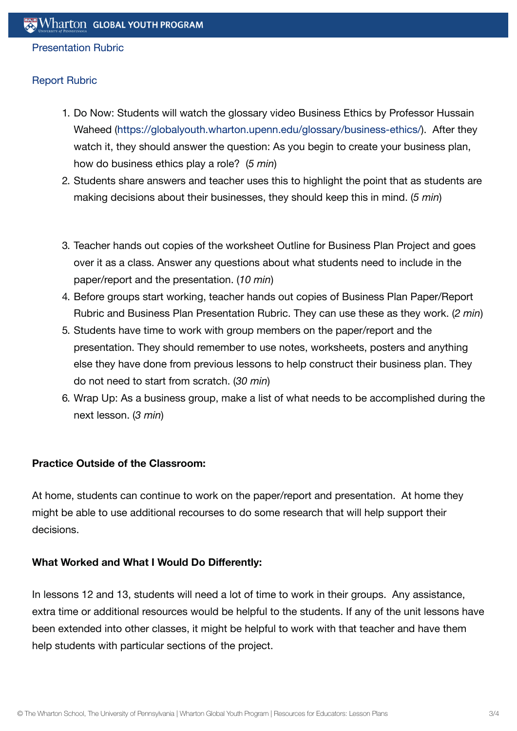Presentation Rubric

Report Rubric

1. Do Now: Students will watch the glossary video Business Ethics by Professor Hussain Waheed (https://globalyouth.wharton.upenn.edu/glossary/business-ethics/). After they watch it, they should answer the question: As you begin to create your business plan, how do business ethics play a role? (*5 min*)
2. Students share answers and teacher uses this to highlight the point that as students are making decisions about their businesses, they should keep this in mind. (*5 min*)
3. Teacher hands out copies of the worksheet Outline for Business Plan Project and goes over it as a class. Answer any questions about what students need to include in the paper/report and the presentation. (*10 min*)
4. Before groups start working, teacher hands out copies of Business Plan Paper/Report Rubric and Business Plan Presentation Rubric. They can use these as they work. (*2 min*)
5. Students have time to work with group members on the paper/report and the presentation. They should remember to use notes, worksheets, posters and anything else they have done from previous lessons to help construct their business plan. They do not need to start from scratch. (*30 min*)
6. Wrap Up: As a business group, make a list of what needs to be accomplished during the next lesson. (*3 min*)

**Practice Outside of the Classroom:**

At home, students can continue to work on the paper/report and presentation. At home they might be able to use additional recourses to do some research that will help support their decisions.

**What Worked and What I Would Do Differently:**

In lessons 12 and 13, students will need a lot of time to work in their groups. Any assistance, extra time or additional resources would be helpful to the students. If any of the unit lessons have been extended into other classes, it might be helpful to work with that teacher and have them help students with particular sections of the project.